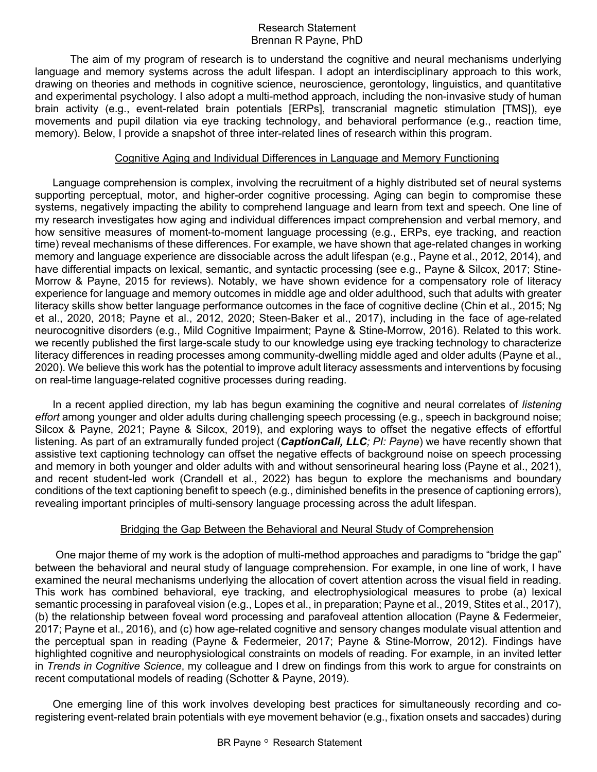# Research Statement

Brennan R Payne, PhD

The aim of my program of research is to understand the cognitive and neural mechanisms underlying language and memory systems across the adult lifespan. I adopt an interdisciplinary approach to this work, drawing on theories and methods in cognitive science, neuroscience, gerontology, linguistics, and quantitative and experimental psychology. I also adopt a multi-method approach, including the non-invasive study of human brain activity (e.g., event-related brain potentials [ERPs], transcranial magnetic stimulation [TMS]), eye movements and pupil dilation via eye tracking technology, and behavioral performance (e.g., reaction time, memory). Below, I provide a snapshot of three inter-related lines of research within this program.

## Cognitive Aging and Individual Differences in Language and Memory Functioning

Language comprehension is complex, involving the recruitment of a highly distributed set of neural systems supporting perceptual, motor, and higher-order cognitive processing. Aging can begin to compromise these systems, negatively impacting the ability to comprehend language and learn from text and speech. One line of my research investigates how aging and individual differences impact comprehension and verbal memory, and how sensitive measures of moment-to-moment language processing (e.g., ERPs, eye tracking, and reaction time) reveal mechanisms of these differences. For example, we have shown that age-related changes in working memory and language experience are dissociable across the adult lifespan (e.g., Payne et al., 2012, 2014), and have differential impacts on lexical, semantic, and syntactic processing (see e.g., Payne & Silcox, 2017; Stine-Morrow & Payne, 2015 for reviews). Notably, we have shown evidence for a compensatory role of literacy experience for language and memory outcomes in middle age and older adulthood, such that adults with greater literacy skills show better language performance outcomes in the face of cognitive decline (Chin et al., 2015; Ng et al., 2020, 2018; Payne et al., 2012, 2020; Steen-Baker et al., 2017), including in the face of age-related neurocognitive disorders (e.g., Mild Cognitive Impairment; Payne & Stine-Morrow, 2016). Related to this work. we recently published the first large-scale study to our knowledge using eye tracking technology to characterize literacy differences in reading processes among community-dwelling middle aged and older adults (Payne et al., 2020). We believe this work has the potential to improve adult literacy assessments and interventions by focusing on real-time language-related cognitive processes during reading.

In a recent applied direction, my lab has begun examining the cognitive and neural correlates of *listening effort* among younger and older adults during challenging speech processing (e.g., speech in background noise; Silcox & Payne, 2021; Payne & Silcox, 2019), and exploring ways to offset the negative effects of effortful listening. As part of an extramurally funded project (***CaptionCall, LLC****; PI: Payne*) we have recently shown that assistive text captioning technology can offset the negative effects of background noise on speech processing and memory in both younger and older adults with and without sensorineural hearing loss (Payne et al., 2021), and recent student-led work (Crandell et al., 2022) has begun to explore the mechanisms and boundary conditions of the text captioning benefit to speech (e.g., diminished benefits in the presence of captioning errors), revealing important principles of multi-sensory language processing across the adult lifespan.

## Bridging the Gap Between the Behavioral and Neural Study of Comprehension

One major theme of my work is the adoption of multi-method approaches and paradigms to "bridge the gap" between the behavioral and neural study of language comprehension. For example, in one line of work, I have examined the neural mechanisms underlying the allocation of covert attention across the visual field in reading. This work has combined behavioral, eye tracking, and electrophysiological measures to probe (a) lexical semantic processing in parafoveal vision (e.g., Lopes et al., in preparation; Payne et al., 2019, Stites et al., 2017), (b) the relationship between foveal word processing and parafoveal attention allocation (Payne & Federmeier, 2017; Payne et al., 2016), and (c) how age-related cognitive and sensory changes modulate visual attention and the perceptual span in reading (Payne & Federmeier, 2017; Payne & Stine-Morrow, 2012). Findings have highlighted cognitive and neurophysiological constraints on models of reading. For example, in an invited letter in *Trends in Cognitive Science*, my colleague and I drew on findings from this work to argue for constraints on recent computational models of reading (Schotter & Payne, 2019).

One emerging line of this work involves developing best practices for simultaneously recording and co-registering event-related brain potentials with eye movement behavior (e.g., fixation onsets and saccades) during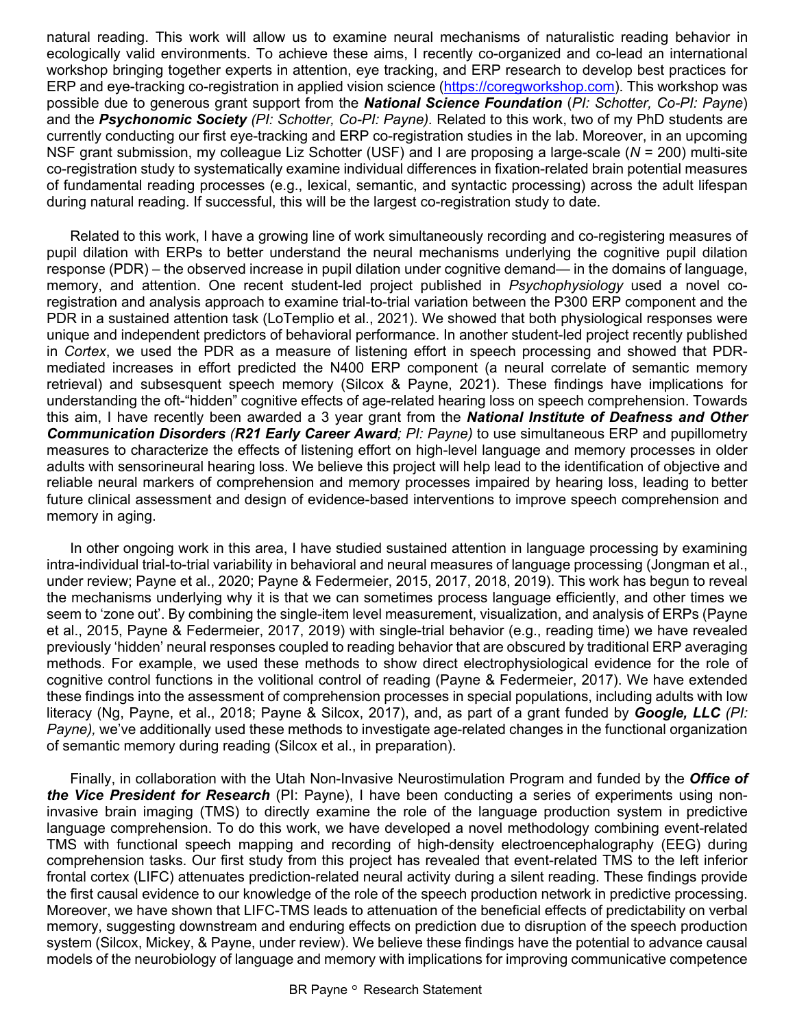natural reading. This work will allow us to examine neural mechanisms of naturalistic reading behavior in ecologically valid environments. To achieve these aims, I recently co-organized and co-lead an international workshop bringing together experts in attention, eye tracking, and ERP research to develop best practices for ERP and eye-tracking co-registration in applied vision science ([https://coregworkshop.com](https://coregworkshop.com)). This workshop was possible due to generous grant support from the ***National Science Foundation*** (*PI: Schotter, Co-PI: Payne*) and the ***Psychonomic Society*** *(PI: Schotter, Co-PI: Payne).* Related to this work, two of my PhD students are currently conducting our first eye-tracking and ERP co-registration studies in the lab. Moreover, in an upcoming NSF grant submission, my colleague Liz Schotter (USF) and I are proposing a large-scale ($N$ = 200) multi-site co-registration study to systematically examine individual differences in fixation-related brain potential measures of fundamental reading processes (e.g., lexical, semantic, and syntactic processing) across the adult lifespan during natural reading. If successful, this will be the largest co-registration study to date.

Related to this work, I have a growing line of work simultaneously recording and co-registering measures of pupil dilation with ERPs to better understand the neural mechanisms underlying the cognitive pupil dilation response (PDR) – the observed increase in pupil dilation under cognitive demand— in the domains of language, memory, and attention. One recent student-led project published in *Psychophysiology* used a novel co-registration and analysis approach to examine trial-to-trial variation between the P300 ERP component and the PDR in a sustained attention task (LoTemplio et al., 2021). We showed that both physiological responses were unique and independent predictors of behavioral performance. In another student-led project recently published in *Cortex*, we used the PDR as a measure of listening effort in speech processing and showed that PDR-mediated increases in effort predicted the N400 ERP component (a neural correlate of semantic memory retrieval) and subsesquent speech memory (Silcox & Payne, 2021). These findings have implications for understanding the oft-"hidden" cognitive effects of age-related hearing loss on speech comprehension. Towards this aim, I have recently been awarded a 3 year grant from the ***National Institute of Deafness and Other Communication Disorders*** *(**R21 Early Career Award**; PI: Payne)* to use simultaneous ERP and pupillometry measures to characterize the effects of listening effort on high-level language and memory processes in older adults with sensorineural hearing loss. We believe this project will help lead to the identification of objective and reliable neural markers of comprehension and memory processes impaired by hearing loss, leading to better future clinical assessment and design of evidence-based interventions to improve speech comprehension and memory in aging.

In other ongoing work in this area, I have studied sustained attention in language processing by examining intra-individual trial-to-trial variability in behavioral and neural measures of language processing (Jongman et al., under review; Payne et al., 2020; Payne & Federmeier, 2015, 2017, 2018, 2019). This work has begun to reveal the mechanisms underlying why it is that we can sometimes process language efficiently, and other times we seem to 'zone out'. By combining the single-item level measurement, visualization, and analysis of ERPs (Payne et al., 2015, Payne & Federmeier, 2017, 2019) with single-trial behavior (e.g., reading time) we have revealed previously 'hidden' neural responses coupled to reading behavior that are obscured by traditional ERP averaging methods. For example, we used these methods to show direct electrophysiological evidence for the role of cognitive control functions in the volitional control of reading (Payne & Federmeier, 2017). We have extended these findings into the assessment of comprehension processes in special populations, including adults with low literacy (Ng, Payne, et al., 2018; Payne & Silcox, 2017), and, as part of a grant funded by ***Google, LLC*** *(PI: Payne),* we've additionally used these methods to investigate age-related changes in the functional organization of semantic memory during reading (Silcox et al., in preparation).

Finally, in collaboration with the Utah Non-Invasive Neurostimulation Program and funded by the ***Office of the Vice President for Research*** (PI: Payne), I have been conducting a series of experiments using non-invasive brain imaging (TMS) to directly examine the role of the language production system in predictive language comprehension. To do this work, we have developed a novel methodology combining event-related TMS with functional speech mapping and recording of high-density electroencephalography (EEG) during comprehension tasks. Our first study from this project has revealed that event-related TMS to the left inferior frontal cortex (LIFC) attenuates prediction-related neural activity during a silent reading. These findings provide the first causal evidence to our knowledge of the role of the speech production network in predictive processing. Moreover, we have shown that LIFC-TMS leads to attenuation of the beneficial effects of predictability on verbal memory, suggesting downstream and enduring effects on prediction due to disruption of the speech production system (Silcox, Mickey, & Payne, under review). We believe these findings have the potential to advance causal models of the neurobiology of language and memory with implications for improving communicative competence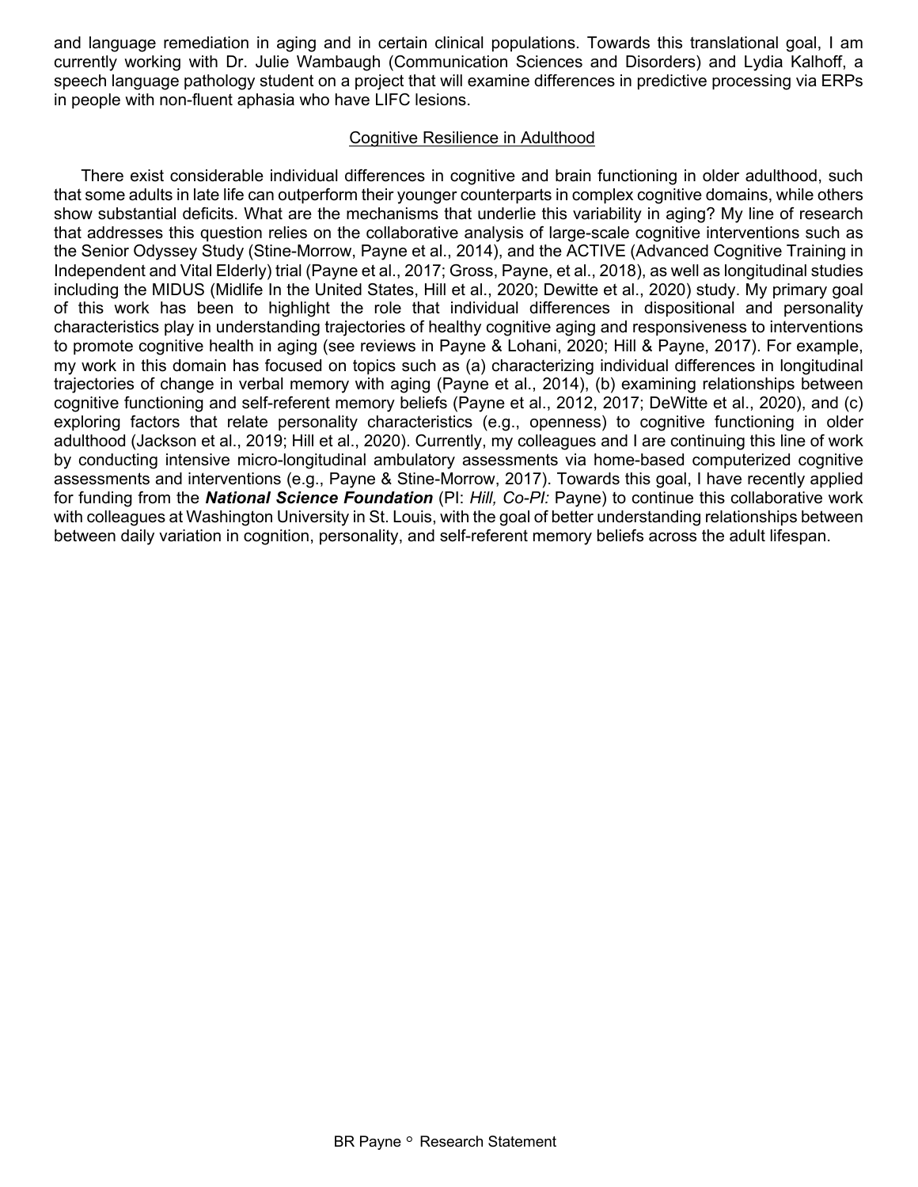and language remediation in aging and in certain clinical populations. Towards this translational goal, I am currently working with Dr. Julie Wambaugh (Communication Sciences and Disorders) and Lydia Kalhoff, a speech language pathology student on a project that will examine differences in predictive processing via ERPs in people with non-fluent aphasia who have LIFC lesions.

## Cognitive Resilience in Adulthood

There exist considerable individual differences in cognitive and brain functioning in older adulthood, such that some adults in late life can outperform their younger counterparts in complex cognitive domains, while others show substantial deficits. What are the mechanisms that underlie this variability in aging? My line of research that addresses this question relies on the collaborative analysis of large-scale cognitive interventions such as the Senior Odyssey Study (Stine-Morrow, Payne et al., 2014), and the ACTIVE (Advanced Cognitive Training in Independent and Vital Elderly) trial (Payne et al., 2017; Gross, Payne, et al., 2018), as well as longitudinal studies including the MIDUS (Midlife In the United States, Hill et al., 2020; Dewitte et al., 2020) study. My primary goal of this work has been to highlight the role that individual differences in dispositional and personality characteristics play in understanding trajectories of healthy cognitive aging and responsiveness to interventions to promote cognitive health in aging (see reviews in Payne & Lohani, 2020; Hill & Payne, 2017). For example, my work in this domain has focused on topics such as (a) characterizing individual differences in longitudinal trajectories of change in verbal memory with aging (Payne et al., 2014), (b) examining relationships between cognitive functioning and self-referent memory beliefs (Payne et al., 2012, 2017; DeWitte et al., 2020), and (c) exploring factors that relate personality characteristics (e.g., openness) to cognitive functioning in older adulthood (Jackson et al., 2019; Hill et al., 2020). Currently, my colleagues and I are continuing this line of work by conducting intensive micro-longitudinal ambulatory assessments via home-based computerized cognitive assessments and interventions (e.g., Payne & Stine-Morrow, 2017). Towards this goal, I have recently applied for funding from the ***National Science Foundation*** (PI: *Hill, Co-PI:* Payne) to continue this collaborative work with colleagues at Washington University in St. Louis, with the goal of better understanding relationships between between daily variation in cognition, personality, and self-referent memory beliefs across the adult lifespan.